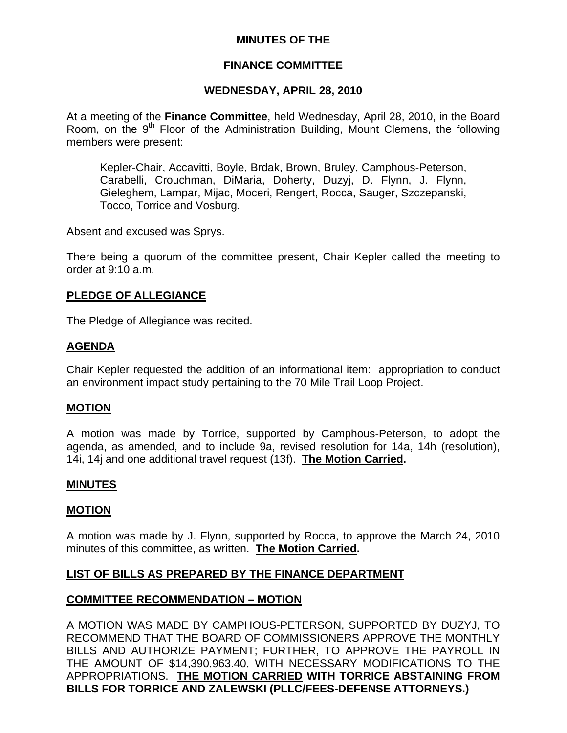# MINUTES OF THE

# FINANCE COMMITTEE

## WEDNESDAY, APRIL 28, 2010

At a meeting of the **Finance Committee**, held Wednesday, April 28, 2010, in the Board Room, on the 9th Floor of the Administration Building, Mount Clemens, the following members were present:

> Kepler-Chair, Accavitti, Boyle, Brdak, Brown, Bruley, Camphous-Peterson, Carabelli, Crouchman, DiMaria, Doherty, Duzyj, D. Flynn, J. Flynn, Gieleghem, Lampar, Mijac, Moceri, Rengert, Rocca, Sauger, Szczepanski, Tocco, Torrice and Vosburg.

Absent and excused was Sprys.

There being a quorum of the committee present, Chair Kepler called the meeting to order at 9:10 a.m.

**PLEDGE OF ALLEGIANCE**

The Pledge of Allegiance was recited.

**AGENDA**

Chair Kepler requested the addition of an informational item: appropriation to conduct an environment impact study pertaining to the 70 Mile Trail Loop Project.

**MOTION**

A motion was made by Torrice, supported by Camphous-Peterson, to adopt the agenda, as amended, and to include 9a, revised resolution for 14a, 14h (resolution), 14i, 14j and one additional travel request (13f). **The Motion Carried.**

**MINUTES**

**MOTION**

A motion was made by J. Flynn, supported by Rocca, to approve the March 24, 2010 minutes of this committee, as written. **The Motion Carried.**

**LIST OF BILLS AS PREPARED BY THE FINANCE DEPARTMENT**

**COMMITTEE RECOMMENDATION – MOTION**

A MOTION WAS MADE BY CAMPHOUS-PETERSON, SUPPORTED BY DUZYJ, TO RECOMMEND THAT THE BOARD OF COMMISSIONERS APPROVE THE MONTHLY BILLS AND AUTHORIZE PAYMENT; FURTHER, TO APPROVE THE PAYROLL IN THE AMOUNT OF $14,390,963.40, WITH NECESSARY MODIFICATIONS TO THE APPROPRIATIONS. **THE MOTION CARRIED WITH TORRICE ABSTAINING FROM BILLS FOR TORRICE AND ZALEWSKI (PLLC/FEES-DEFENSE ATTORNEYS.)**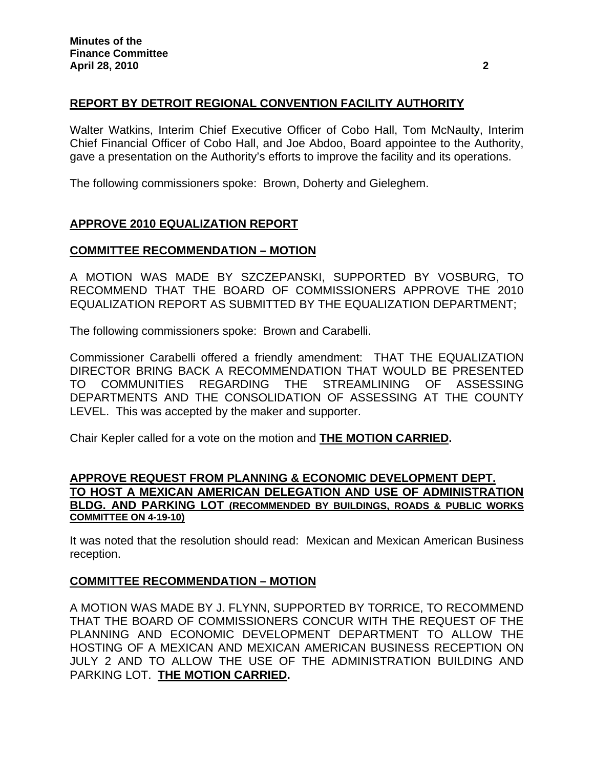## REPORT BY DETROIT REGIONAL CONVENTION FACILITY AUTHORITY

Walter Watkins, Interim Chief Executive Officer of Cobo Hall, Tom McNaulty, Interim Chief Financial Officer of Cobo Hall, and Joe Abdoo, Board appointee to the Authority, gave a presentation on the Authority's efforts to improve the facility and its operations.

The following commissioners spoke: Brown, Doherty and Gieleghem.

## APPROVE 2010 EQUALIZATION REPORT

### COMMITTEE RECOMMENDATION – MOTION

A MOTION WAS MADE BY SZCZEPANSKI, SUPPORTED BY VOSBURG, TO RECOMMEND THAT THE BOARD OF COMMISSIONERS APPROVE THE 2010 EQUALIZATION REPORT AS SUBMITTED BY THE EQUALIZATION DEPARTMENT;

The following commissioners spoke: Brown and Carabelli.

Commissioner Carabelli offered a friendly amendment: THAT THE EQUALIZATION DIRECTOR BRING BACK A RECOMMENDATION THAT WOULD BE PRESENTED TO COMMUNITIES REGARDING THE STREAMLINING OF ASSESSING DEPARTMENTS AND THE CONSOLIDATION OF ASSESSING AT THE COUNTY LEVEL. This was accepted by the maker and supporter.

Chair Kepler called for a vote on the motion and **THE MOTION CARRIED.**

## APPROVE REQUEST FROM PLANNING & ECONOMIC DEVELOPMENT DEPT. TO HOST A MEXICAN AMERICAN DELEGATION AND USE OF ADMINISTRATION BLDG. AND PARKING LOT (RECOMMENDED BY BUILDINGS, ROADS & PUBLIC WORKS COMMITTEE ON 4-19-10)

It was noted that the resolution should read: Mexican and Mexican American Business reception.

### COMMITTEE RECOMMENDATION – MOTION

A MOTION WAS MADE BY J. FLYNN, SUPPORTED BY TORRICE, TO RECOMMEND THAT THE BOARD OF COMMISSIONERS CONCUR WITH THE REQUEST OF THE PLANNING AND ECONOMIC DEVELOPMENT DEPARTMENT TO ALLOW THE HOSTING OF A MEXICAN AND MEXICAN AMERICAN BUSINESS RECEPTION ON JULY 2 AND TO ALLOW THE USE OF THE ADMINISTRATION BUILDING AND PARKING LOT. **THE MOTION CARRIED.**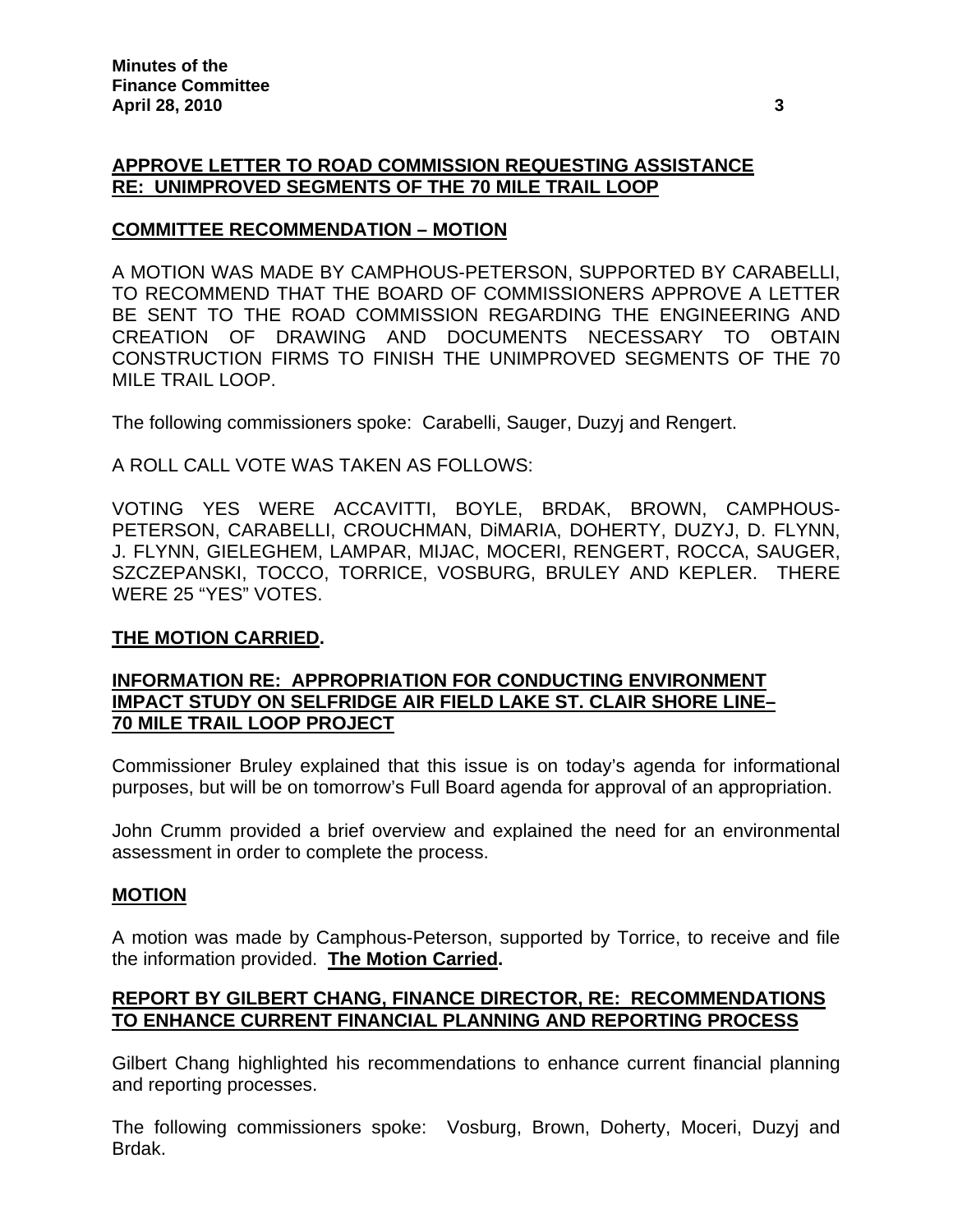**APPROVE LETTER TO ROAD COMMISSION REQUESTING ASSISTANCE RE: UNIMPROVED SEGMENTS OF THE 70 MILE TRAIL LOOP**

**COMMITTEE RECOMMENDATION – MOTION**

A MOTION WAS MADE BY CAMPHOUS-PETERSON, SUPPORTED BY CARABELLI, TO RECOMMEND THAT THE BOARD OF COMMISSIONERS APPROVE A LETTER BE SENT TO THE ROAD COMMISSION REGARDING THE ENGINEERING AND CREATION OF DRAWING AND DOCUMENTS NECESSARY TO OBTAIN CONSTRUCTION FIRMS TO FINISH THE UNIMPROVED SEGMENTS OF THE 70 MILE TRAIL LOOP.

The following commissioners spoke: Carabelli, Sauger, Duzyj and Rengert.

A ROLL CALL VOTE WAS TAKEN AS FOLLOWS:

VOTING YES WERE ACCAVITTI, BOYLE, BRDAK, BROWN, CAMPHOUS-PETERSON, CARABELLI, CROUCHMAN, DiMARIA, DOHERTY, DUZYJ, D. FLYNN, J. FLYNN, GIELEGHEM, LAMPAR, MIJAC, MOCERI, RENGERT, ROCCA, SAUGER, SZCZEPANSKI, TOCCO, TORRICE, VOSBURG, BRULEY AND KEPLER. THERE WERE 25 "YES" VOTES.

**THE MOTION CARRIED.**

**INFORMATION RE: APPROPRIATION FOR CONDUCTING ENVIRONMENT IMPACT STUDY ON SELFRIDGE AIR FIELD LAKE ST. CLAIR SHORE LINE– 70 MILE TRAIL LOOP PROJECT**

Commissioner Bruley explained that this issue is on today's agenda for informational purposes, but will be on tomorrow's Full Board agenda for approval of an appropriation.

John Crumm provided a brief overview and explained the need for an environmental assessment in order to complete the process.

**MOTION**

A motion was made by Camphous-Peterson, supported by Torrice, to receive and file the information provided. **The Motion Carried.**

**REPORT BY GILBERT CHANG, FINANCE DIRECTOR, RE: RECOMMENDATIONS TO ENHANCE CURRENT FINANCIAL PLANNING AND REPORTING PROCESS**

Gilbert Chang highlighted his recommendations to enhance current financial planning and reporting processes.

The following commissioners spoke: Vosburg, Brown, Doherty, Moceri, Duzyj and Brdak.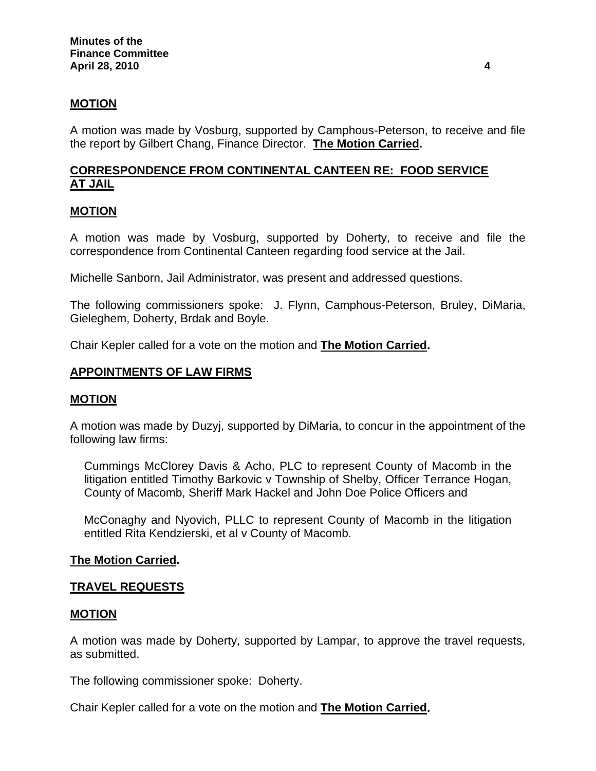**MOTION**

A motion was made by Vosburg, supported by Camphous-Peterson, to receive and file the report by Gilbert Chang, Finance Director. **The Motion Carried.**

**CORRESPONDENCE FROM CONTINENTAL CANTEEN RE: FOOD SERVICE AT JAIL**

**MOTION**

A motion was made by Vosburg, supported by Doherty, to receive and file the correspondence from Continental Canteen regarding food service at the Jail.

Michelle Sanborn, Jail Administrator, was present and addressed questions.

The following commissioners spoke: J. Flynn, Camphous-Peterson, Bruley, DiMaria, Gieleghem, Doherty, Brdak and Boyle.

Chair Kepler called for a vote on the motion and **The Motion Carried.**

**APPOINTMENTS OF LAW FIRMS**

**MOTION**

A motion was made by Duzyj, supported by DiMaria, to concur in the appointment of the following law firms:

Cummings McClorey Davis & Acho, PLC to represent County of Macomb in the litigation entitled Timothy Barkovic v Township of Shelby, Officer Terrance Hogan, County of Macomb, Sheriff Mark Hackel and John Doe Police Officers and

McConaghy and Nyovich, PLLC to represent County of Macomb in the litigation entitled Rita Kendzierski, et al v County of Macomb.

**The Motion Carried.**

**TRAVEL REQUESTS**

**MOTION**

A motion was made by Doherty, supported by Lampar, to approve the travel requests, as submitted.

The following commissioner spoke: Doherty.

Chair Kepler called for a vote on the motion and **The Motion Carried.**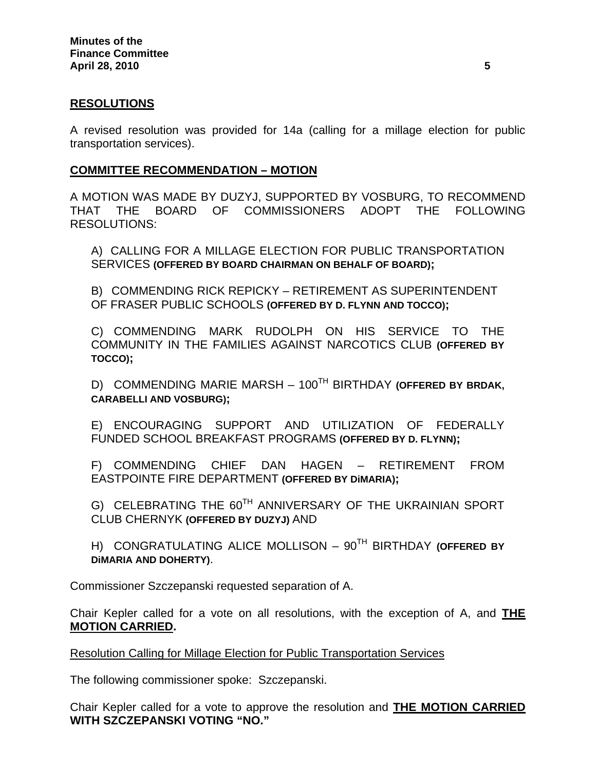## RESOLUTIONS

A revised resolution was provided for 14a (calling for a millage election for public transportation services).

## COMMITTEE RECOMMENDATION – MOTION

A MOTION WAS MADE BY DUZYJ, SUPPORTED BY VOSBURG, TO RECOMMEND THAT THE BOARD OF COMMISSIONERS ADOPT THE FOLLOWING RESOLUTIONS:

A) CALLING FOR A MILLAGE ELECTION FOR PUBLIC TRANSPORTATION SERVICES **(OFFERED BY BOARD CHAIRMAN ON BEHALF OF BOARD);**

B) COMMENDING RICK REPICKY – RETIREMENT AS SUPERINTENDENT OF FRASER PUBLIC SCHOOLS **(OFFERED BY D. FLYNN AND TOCCO);**

C) COMMENDING MARK RUDOLPH ON HIS SERVICE TO THE COMMUNITY IN THE FAMILIES AGAINST NARCOTICS CLUB **(OFFERED BY TOCCO);**

D) COMMENDING MARIE MARSH – 100TH BIRTHDAY **(OFFERED BY BRDAK, CARABELLI AND VOSBURG);**

E) ENCOURAGING SUPPORT AND UTILIZATION OF FEDERALLY FUNDED SCHOOL BREAKFAST PROGRAMS **(OFFERED BY D. FLYNN);**

F) COMMENDING CHIEF DAN HAGEN – RETIREMENT FROM EASTPOINTE FIRE DEPARTMENT **(OFFERED BY DiMARIA);**

G) CELEBRATING THE 60TH ANNIVERSARY OF THE UKRAINIAN SPORT CLUB CHERNYK **(OFFERED BY DUZYJ)** AND

H) CONGRATULATING ALICE MOLLISON – 90TH BIRTHDAY **(OFFERED BY DiMARIA AND DOHERTY)**.

Commissioner Szczepanski requested separation of A.

Chair Kepler called for a vote on all resolutions, with the exception of A, and **THE MOTION CARRIED.**

Resolution Calling for Millage Election for Public Transportation Services

The following commissioner spoke: Szczepanski.

Chair Kepler called for a vote to approve the resolution and **THE MOTION CARRIED WITH SZCZEPANSKI VOTING "NO."**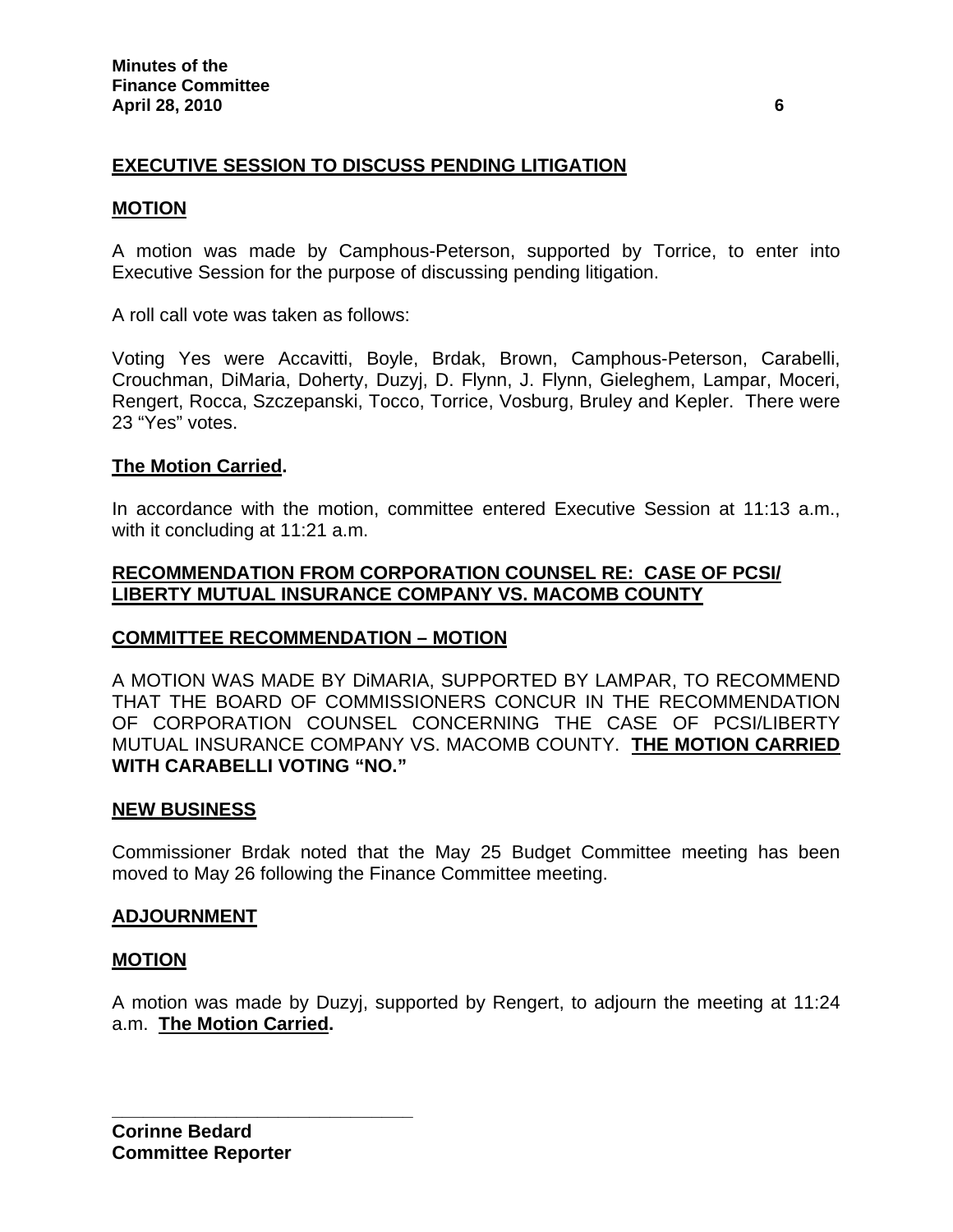**EXECUTIVE SESSION TO DISCUSS PENDING LITIGATION**

**MOTION**

A motion was made by Camphous-Peterson, supported by Torrice, to enter into Executive Session for the purpose of discussing pending litigation.

A roll call vote was taken as follows:

Voting Yes were Accavitti, Boyle, Brdak, Brown, Camphous-Peterson, Carabelli, Crouchman, DiMaria, Doherty, Duzyj, D. Flynn, J. Flynn, Gieleghem, Lampar, Moceri, Rengert, Rocca, Szczepanski, Tocco, Torrice, Vosburg, Bruley and Kepler. There were 23 "Yes" votes.

**The Motion Carried.**

In accordance with the motion, committee entered Executive Session at 11:13 a.m., with it concluding at 11:21 a.m.

**RECOMMENDATION FROM CORPORATION COUNSEL RE: CASE OF PCSI/ LIBERTY MUTUAL INSURANCE COMPANY VS. MACOMB COUNTY**

**COMMITTEE RECOMMENDATION – MOTION**

A MOTION WAS MADE BY DiMARIA, SUPPORTED BY LAMPAR, TO RECOMMEND THAT THE BOARD OF COMMISSIONERS CONCUR IN THE RECOMMENDATION OF CORPORATION COUNSEL CONCERNING THE CASE OF PCSI/LIBERTY MUTUAL INSURANCE COMPANY VS. MACOMB COUNTY. **THE MOTION CARRIED WITH CARABELLI VOTING "NO."**

**NEW BUSINESS**

Commissioner Brdak noted that the May 25 Budget Committee meeting has been moved to May 26 following the Finance Committee meeting.

**ADJOURNMENT**

**MOTION**

A motion was made by Duzyj, supported by Rengert, to adjourn the meeting at 11:24 a.m. **The Motion Carried.**

_______________________________

**Corinne Bedard**
**Committee Reporter**